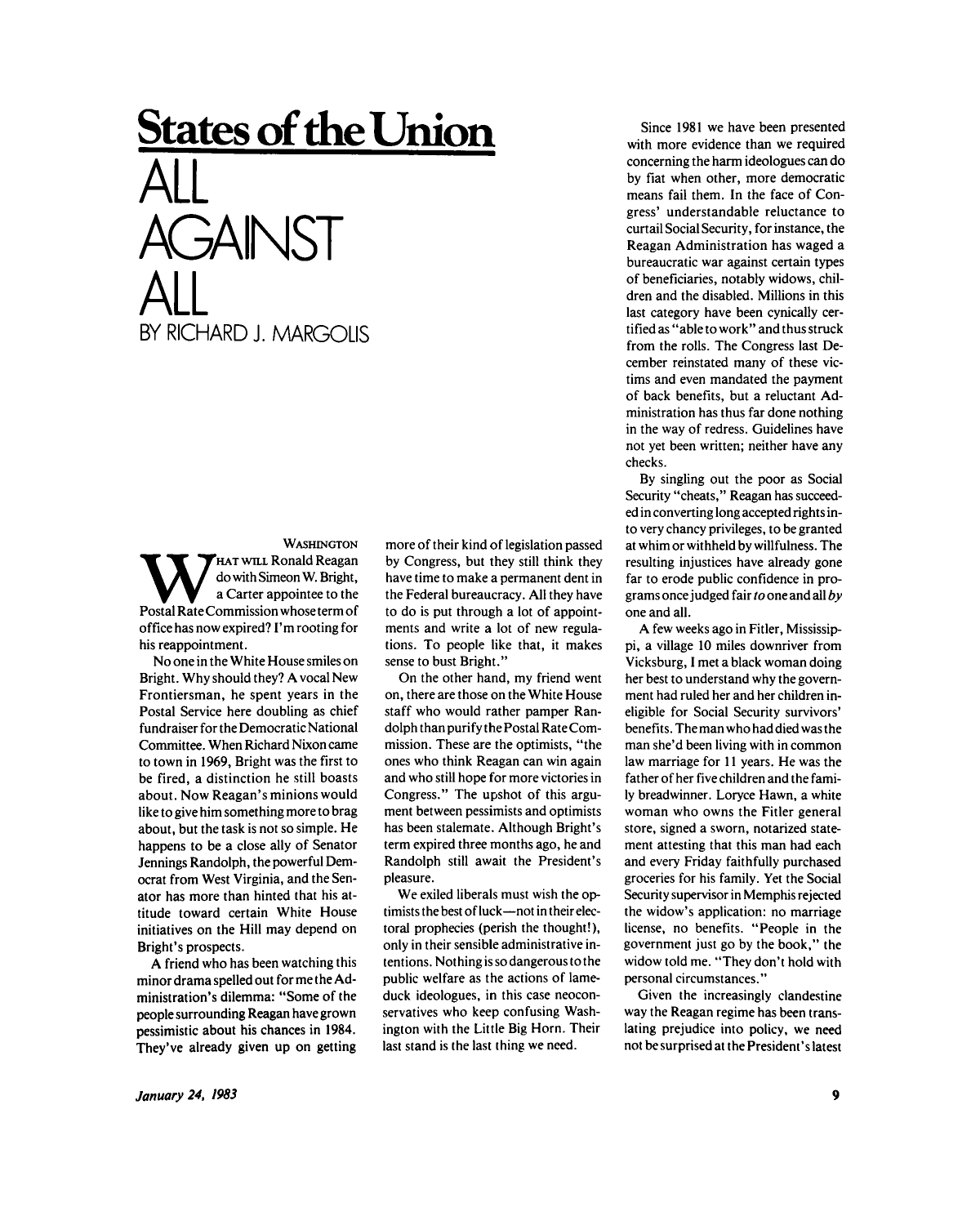# States of the Union

## ALL AGAINST ALL

BY RICHARD J. MARGOLIS

WASHINGTON

What will Ronald Reagan do with Simeon W. Bright, a Carter appointee to the Postal Rate Commission whose term of office has now expired? I'm rooting for his reappointment.

No one in the White House smiles on Bright. Why should they? A vocal New Frontiersman, he spent years in the Postal Service here doubling as chief fundraiser for the Democratic National Committee. When Richard Nixon came to town in 1969, Bright was the first to be fired, a distinction he still boasts about. Now Reagan's minions would like to give him something more to brag about, but the task is not so simple. He happens to be a close ally of Senator Jennings Randolph, the powerful Democrat from West Virginia, and the Senator has more than hinted that his attitude toward certain White House initiatives on the Hill may depend on Bright's prospects.

A friend who has been watching this minor drama spelled out for me the Administration's dilemma: "Some of the people surrounding Reagan have grown pessimistic about his chances in 1984. They've already given up on getting more of their kind of legislation passed by Congress, but they still think they have time to make a permanent dent in the Federal bureaucracy. All they have to do is put through a lot of appointments and write a lot of new regulations. To people like that, it makes sense to bust Bright."

On the other hand, my friend went on, there are those on the White House staff who would rather pamper Randolph than purify the Postal Rate Commission. These are the optimists, "the ones who think Reagan can win again and who still hope for more victories in Congress." The upshot of this argument between pessimists and optimists has been stalemate. Although Bright's term expired three months ago, he and Randolph still await the President's pleasure.

We exiled liberals must wish the optimists the best of luck—not in their electoral prophecies (perish the thought!), only in their sensible administrative intentions. Nothing is so dangerous to the public welfare as the actions of lame-duck ideologues, in this case neoconservatives who keep confusing Washington with the Little Big Horn. Their last stand is the last thing we need.

Since 1981 we have been presented with more evidence than we required concerning the harm ideologues can do by fiat when other, more democratic means fail them. In the face of Congress' understandable reluctance to curtail Social Security, for instance, the Reagan Administration has waged a bureaucratic war against certain types of beneficiaries, notably widows, children and the disabled. Millions in this last category have been cynically certified as "able to work" and thus struck from the rolls. The Congress last December reinstated many of these victims and even mandated the payment of back benefits, but a reluctant Administration has thus far done nothing in the way of redress. Guidelines have not yet been written; neither have any checks.

By singling out the poor as Social Security "cheats," Reagan has succeeded in converting long accepted rights into very chancy privileges, to be granted at whim or withheld by willfulness. The resulting injustices have already gone far to erode public confidence in programs once judged fair *to* one and all *by* one and all.

A few weeks ago in Fitler, Mississippi, a village 10 miles downriver from Vicksburg, I met a black woman doing her best to understand why the government had ruled her and her children ineligible for Social Security survivors' benefits. The man who had died was the man she'd been living with in common law marriage for 11 years. He was the father of her five children and the family breadwinner. Loryce Hawn, a white woman who owns the Fitler general store, signed a sworn, notarized statement attesting that this man had each and every Friday faithfully purchased groceries for his family. Yet the Social Security supervisor in Memphis rejected the widow's application: no marriage license, no benefits. "People in the government just go by the book," the widow told me. "They don't hold with personal circumstances."

Given the increasingly clandestine way the Reagan regime has been translating prejudice into policy, we need not be surprised at the President's latest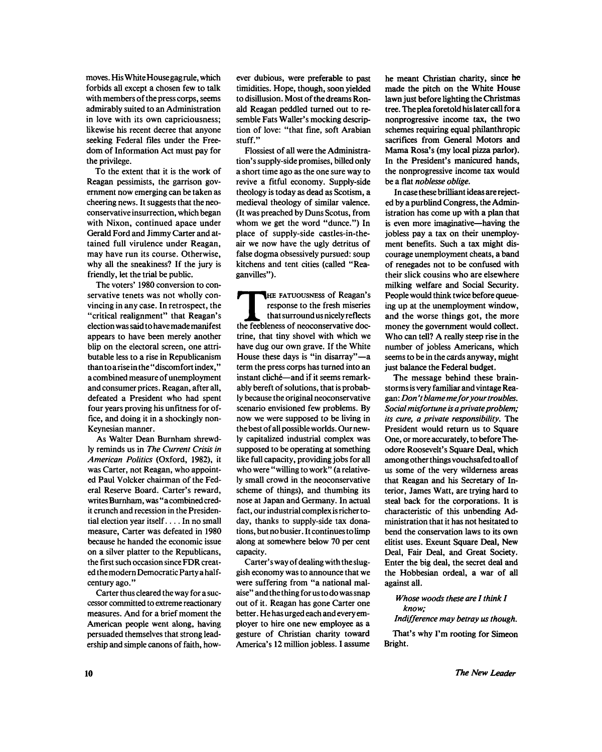moves. His White House gag rule, which forbids all except a chosen few to talk with members of the press corps, seems admirably suited to an Administration in love with its own capriciousness; likewise his recent decree that anyone seeking Federal files under the Freedom of Information Act must pay for the privilege.

To the extent that it is the work of Reagan pessimists, the garrison government now emerging can be taken as cheering news. It suggests that the neoconservative insurrection, which began with Nixon, continued apace under Gerald Ford and Jimmy Carter and attained full virulence under Reagan, may have run its course. Otherwise, why all the sneakiness? If the jury is friendly, let the trial be public.

The voters' 1980 conversion to conservative tenets was not wholly convincing in any case. In retrospect, the "critical realignment" that Reagan's election was said to have made manifest appears to have been merely another blip on the electoral screen, one attributable less to a rise in Republicanism than to a rise in the "discomfort index," a combined measure of unemployment and consumer prices. Reagan, after all, defeated a President who had spent four years proving his unfitness for office, and doing it in a shockingly non-Keynesian manner.

As Walter Dean Burnham shrewdly reminds us in *The Current Crisis in American Politics* (Oxford, 1982), it was Carter, not Reagan, who appointed Paul Volcker chairman of the Federal Reserve Board. Carter's reward, writes Burnham, was "a combined credit crunch and recession in the Presidential election year itself. . . . In no small measure, Carter was defeated in 1980 because he handed the economic issue on a silver platter to the Republicans, the first such occasion since FDR created the modern Democratic Party a half-century ago."

Carter thus cleared the way for a successor committed to extreme reactionary measures. And for a brief moment the American people went along, having persuaded themselves that strong leadership and simple canons of faith, however dubious, were preferable to past timidities. Hope, though, soon yielded to disillusion. Most of the dreams Ronald Reagan peddled turned out to resemble Fats Waller's mocking description of love: "that fine, soft Arabian stuff."

Flossiest of all were the Administration's supply-side promises, billed only a short time ago as the one sure way to revive a fitful economy. Supply-side theology is today as dead as Scotism, a medieval theology of similar valence. (It was preached by Duns Scotus, from whom we get the word "dunce.") In place of supply-side castles-in-the-air we now have the ugly detritus of false dogma obsessively pursued: soup kitchens and tent cities (called "Reaganvilles").

THE FATUOUSNESS of Reagan's response to the fresh miseries that surround us nicely reflects the feebleness of neoconservative doctrine, that tiny shovel with which we have dug our own grave. If the White House these days is "in disarray"—a term the press corps has turned into an instant cliché—and if it seems remarkably bereft of solutions, that is probably because the original neoconservative scenario envisioned few problems. By now we were supposed to be living in the best of all possible worlds. Our newly capitalized industrial complex was supposed to be operating at something like full capacity, providing jobs for all who were "willing to work" (a relatively small crowd in the neoconservative scheme of things), and thumbing its nose at Japan and Germany. In actual fact, our industrial complex is richer today, thanks to supply-side tax donations, but no busier. It continues to limp along at somewhere below 70 per cent capacity.

Carter's way of dealing with the sluggish economy was to announce that we were suffering from "a national malaise" and the thing for us to do was snap out of it. Reagan has gone Carter one better. He has urged each and every employer to hire one new employee as a gesture of Christian charity toward America's 12 million jobless. I assume he meant Christian charity, since he made the pitch on the White House lawn just before lighting the Christmas tree. The plea foretold his later call for a nonprogressive income tax, the two schemes requiring equal philanthropic sacrifices from General Motors and Mama Rosa's (my local pizza parlor). In the President's manicured hands, the nonprogressive income tax would be a flat *noblesse oblige.*

In case these brilliant ideas are rejected by a purblind Congress, the Administration has come up with a plan that is even more imaginative—having the jobless pay a tax on their unemployment benefits. Such a tax might discourage unemployment cheats, a band of renegades not to be confused with their slick cousins who are elsewhere milking welfare and Social Security. People would think twice before queueing up at the unemployment window, and the worse things got, the more money the government would collect. Who can tell? A really steep rise in the number of jobless Americans, which seems to be in the cards anyway, might just balance the Federal budget.

The message behind these brainstorms is very familiar and vintage Reagan: *Don't blame me for your troubles. Social misfortune is a private problem; its cure, a private responsibility.* The President would return us to Square One, or more accurately, to before Theodore Roosevelt's Square Deal, which among other things vouchsafed to all of us some of the very wilderness areas that Reagan and his Secretary of Interior, James Watt, are trying hard to steal back for the corporations. It is characteristic of this unbending Administration that it has not hesitated to bend the conservation laws to its own elitist uses. Exeunt Square Deal, New Deal, Fair Deal, and Great Society. Enter the big deal, the secret deal and the Hobbesian ordeal, a war of all against all.

*Whose woods these are I think I know;*
*Indifference may betray us though.*

That's why I'm rooting for Simeon Bright.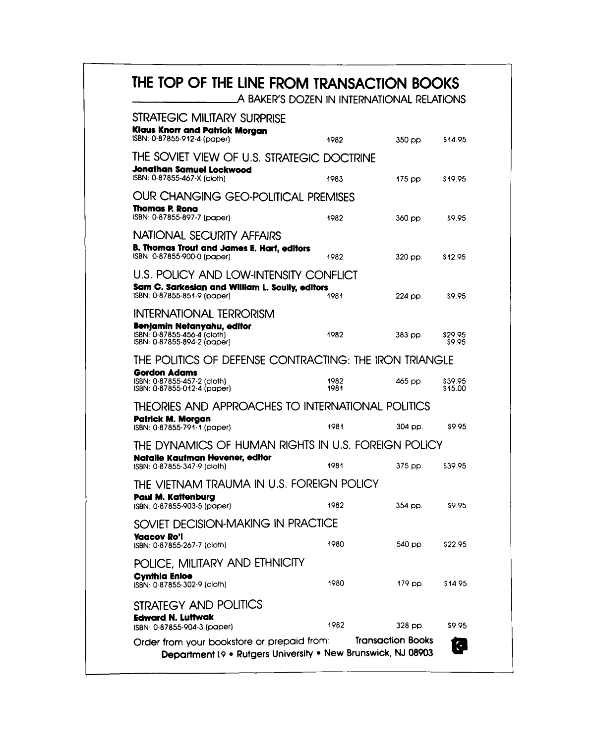# THE TOP OF THE LINE FROM TRANSACTION BOOKS

## A BAKER'S DOZEN IN INTERNATIONAL RELATIONS

### STRATEGIC MILITARY SURPRISE

**Klaus Knorr and Patrick Morgan**
ISBN: 0-87855-912-4 (paper) — 1982 — 350 pp. — $14.95

### THE SOVIET VIEW OF U.S. STRATEGIC DOCTRINE

**Jonathan Samuel Lockwood**
ISBN: 0-87855-467-X (cloth) — 1983 — 175 pp. — $19.95

### OUR CHANGING GEO-POLITICAL PREMISES

**Thomas P. Rona**
ISBN: 0-87855-897-7 (paper) — 1982 — 360 pp. — $9.95

### NATIONAL SECURITY AFFAIRS

**B. Thomas Trout and James E. Hart, editors**
ISBN: 0-87855-900-0 (paper) — 1982 — 320 pp. — $12.95

### U.S. POLICY AND LOW-INTENSITY CONFLICT

**Sam C. Sarkesian and William L. Scully, editors**
ISBN: 0-87855-851-9 (paper) — 1981 — 224 pp. — $9.95

### INTERNATIONAL TERRORISM

**Benjamin Netanyahu, editor**
ISBN: 0-87855-456-4 (cloth) — 1982 — 383 pp. — $29.95
ISBN: 0-87855-894-2 (paper) — $9.95

### THE POLITICS OF DEFENSE CONTRACTING: THE IRON TRIANGLE

**Gordon Adams**
ISBN: 0-87855-457-2 (cloth) — 1982 — 465 pp. — $39.95
ISBN: 0-87855-012-4 (paper) — 1981 — $15.00

### THEORIES AND APPROACHES TO INTERNATIONAL POLITICS

**Patrick M. Morgan**
ISBN: 0-87855-791-1 (paper) — 1981 — 304 pp. — $9.95

### THE DYNAMICS OF HUMAN RIGHTS IN U.S. FOREIGN POLICY

**Natalie Kaufman Hevener, editor**
ISBN: 0-87855-347-9 (cloth) — 1981 — 375 pp. — $39.95

### THE VIETNAM TRAUMA IN U.S. FOREIGN POLICY

**Paul M. Kattenburg**
ISBN: 0-87855-903-5 (paper) — 1982 — 354 pp. — $9.95

### SOVIET DECISION-MAKING IN PRACTICE

**Yaacov Ro'i**
ISBN: 0-87855-267-7 (cloth) — 1980 — 540 pp. — $22.95

### POLICE, MILITARY AND ETHNICITY

**Cynthia Enloe**
ISBN: 0-87855-302-9 (cloth) — 1980 — 179 pp. — $14.95

### STRATEGY AND POLITICS

**Edward N. Luttwak**
ISBN: 0-87855-904-3 (paper) — 1982 — 328 pp. — $9.95

Order from your bookstore or prepaid from: Transaction Books
**Department I9 • Rutgers University • New Brunswick, NJ 08903**